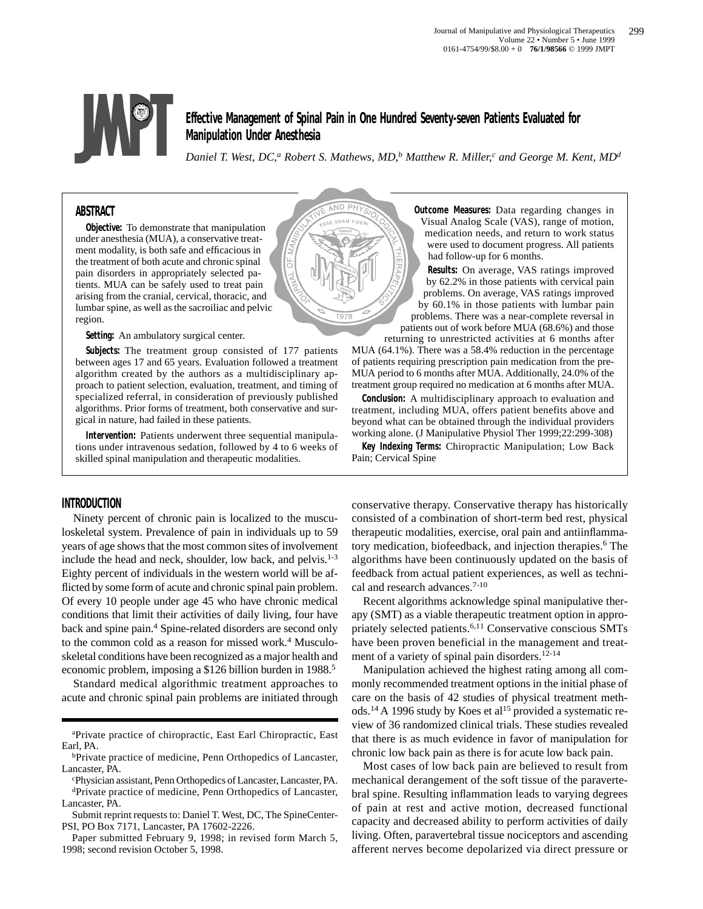# Effective Management of Spinal Pain in One Hundred Seventy-seven Patients Evaluated for Manipulation Under Anesthesia

*Daniel T. West, DC,[a] Robert S. Mathews, MD,[b] Matthew R. Miller,[c] and George M. Kent, MD[d]*

## ABSTRACT

**Objective:** To demonstrate that manipulation under anesthesia (MUA), a conservative treatment modality, is both safe and efficacious in the treatment of both acute and chronic spinal pain disorders in appropriately selected patients. MUA can be safely used to treat pain arising from the cranial, cervical, thoracic, and lumbar spine, as well as the sacroiliac and pelvic region.

**Setting:** An ambulatory surgical center.

**Subjects:** The treatment group consisted of 177 patients between ages 17 and 65 years. Evaluation followed a treatment algorithm created by the authors as a multidisciplinary approach to patient selection, evaluation, treatment, and timing of specialized referral, in consideration of previously published algorithms. Prior forms of treatment, both conservative and surgical in nature, had failed in these patients.

**Intervention:** Patients underwent three sequential manipulations under intravenous sedation, followed by 4 to 6 weeks of skilled spinal manipulation and therapeutic modalities.

**Outcome Measures:** Data regarding changes in Visual Analog Scale (VAS), range of motion, medication needs, and return to work status were used to document progress. All patients had follow-up for 6 months.

**Results:** On average, VAS ratings improved by 62.2% in those patients with cervical pain problems. On average, VAS ratings improved by 60.1% in those patients with lumbar pain problems. There was a near-complete reversal in patients out of work before MUA (68.6%) and those returning to unrestricted activities at 6 months after MUA (64.1%). There was a 58.4% reduction in the percentage of patients requiring prescription pain medication from the pre-MUA period to 6 months after MUA. Additionally, 24.0% of the treatment group required no medication at 6 months after MUA.

**Conclusion:** A multidisciplinary approach to evaluation and treatment, including MUA, offers patient benefits above and beyond what can be obtained through the individual providers working alone. (J Manipulative Physiol Ther 1999;22:299-308)

**Key Indexing Terms:** Chiropractic Manipulation; Low Back Pain; Cervical Spine

## INTRODUCTION

Ninety percent of chronic pain is localized to the musculoskeletal system. Prevalence of pain in individuals up to 59 years of age shows that the most common sites of involvement include the head and neck, shoulder, low back, and pelvis.[1-3] Eighty percent of individuals in the western world will be afflicted by some form of acute and chronic spinal pain problem. Of every 10 people under age 45 who have chronic medical conditions that limit their activities of daily living, four have back and spine pain.[4] Spine-related disorders are second only to the common cold as a reason for missed work.[4] Musculoskeletal conditions have been recognized as a major health and economic problem, imposing a $126 billion burden in 1988.[5]

Standard medical algorithmic treatment approaches to acute and chronic spinal pain problems are initiated through conservative therapy. Conservative therapy has historically consisted of a combination of short-term bed rest, physical therapeutic modalities, exercise, oral pain and antiinflammatory medication, biofeedback, and injection therapies.[6] The algorithms have been continuously updated on the basis of feedback from actual patient experiences, as well as technical and research advances.[7-10]

Recent algorithms acknowledge spinal manipulative therapy (SMT) as a viable therapeutic treatment option in appropriately selected patients.[6,11] Conservative conscious SMTs have been proven beneficial in the management and treatment of a variety of spinal pain disorders.[12-14]

Manipulation achieved the highest rating among all commonly recommended treatment options in the initial phase of care on the basis of 42 studies of physical treatment methods.[14] A 1996 study by Koes et al[15] provided a systematic review of 36 randomized clinical trials. These studies revealed that there is as much evidence in favor of manipulation for chronic low back pain as there is for acute low back pain.

Most cases of low back pain are believed to result from mechanical derangement of the soft tissue of the paravertebral spine. Resulting inflammation leads to varying degrees of pain at rest and active motion, decreased functional capacity and decreased ability to perform activities of daily living. Often, paravertebral tissue nociceptors and ascending afferent nerves become depolarized via direct pressure or

---

[a]Private practice of chiropractic, East Earl Chiropractic, East Earl, PA.

[b]Private practice of medicine, Penn Orthopedics of Lancaster, Lancaster, PA.

[c]Physician assistant, Penn Orthopedics of Lancaster, Lancaster, PA.

[d]Private practice of medicine, Penn Orthopedics of Lancaster, Lancaster, PA.

Submit reprint requests to: Daniel T. West, DC, The SpineCenter-PSI, PO Box 7171, Lancaster, PA 17602-2226.

Paper submitted February 9, 1998; in revised form March 5, 1998; second revision October 5, 1998.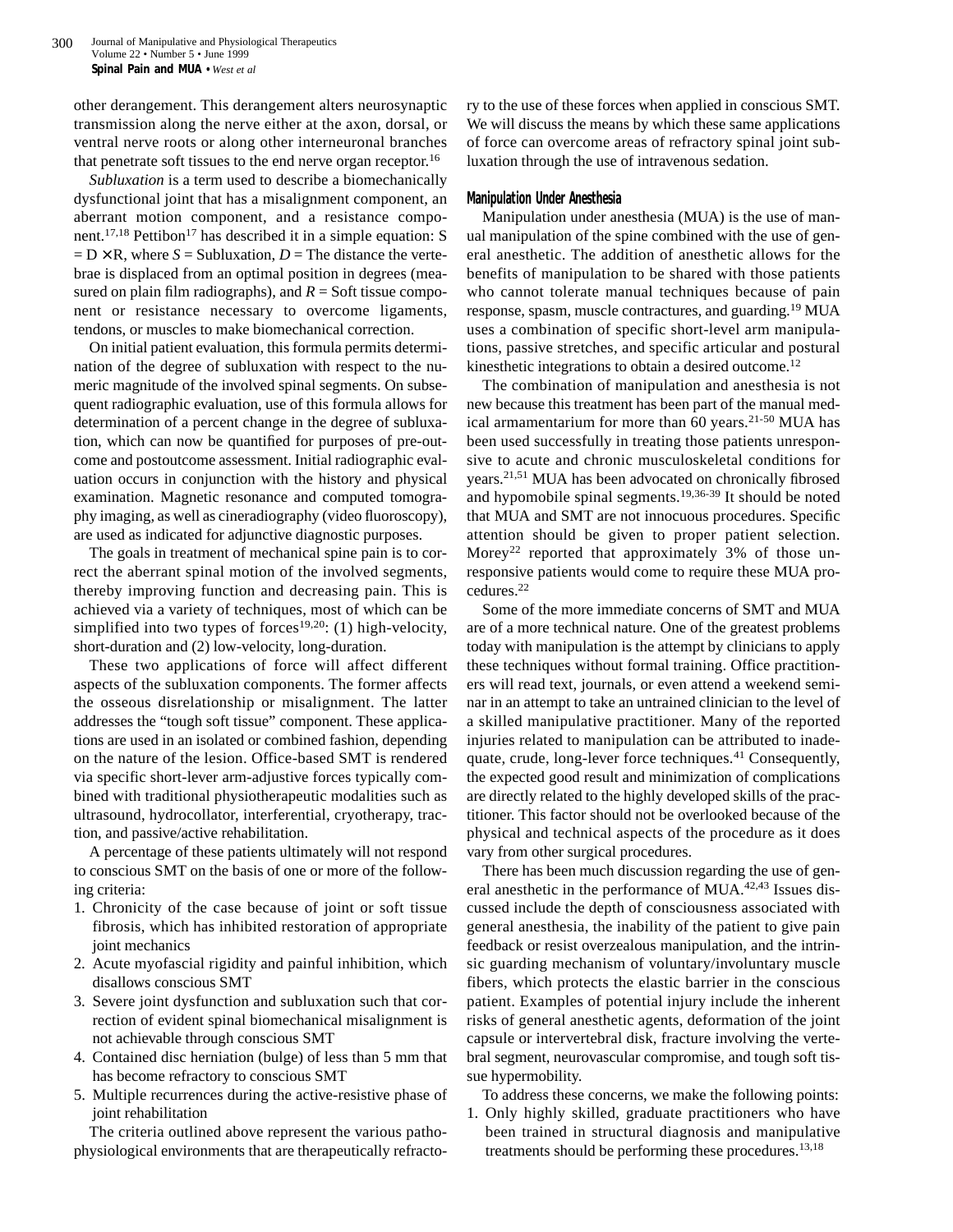other derangement. This derangement alters neurosynaptic transmission along the nerve either at the axon, dorsal, or ventral nerve roots or along other interneuronal branches that penetrate soft tissues to the end nerve organ receptor.[16]

*Subluxation* is a term used to describe a biomechanically dysfunctional joint that has a misalignment component, an aberrant motion component, and a resistance component.[17,18] Pettibon[17] has described it in a simple equation: $S = D \times R$, where $S$ = Subluxation, $D$ = The distance the vertebrae is displaced from an optimal position in degrees (measured on plain film radiographs), and $R$ = Soft tissue component or resistance necessary to overcome ligaments, tendons, or muscles to make biomechanical correction.

On initial patient evaluation, this formula permits determination of the degree of subluxation with respect to the numeric magnitude of the involved spinal segments. On subsequent radiographic evaluation, use of this formula allows for determination of a percent change in the degree of subluxation, which can now be quantified for purposes of pre-outcome and postoutcome assessment. Initial radiographic evaluation occurs in conjunction with the history and physical examination. Magnetic resonance and computed tomography imaging, as well as cineradiography (video fluoroscopy), are used as indicated for adjunctive diagnostic purposes.

The goals in treatment of mechanical spine pain is to correct the aberrant spinal motion of the involved segments, thereby improving function and decreasing pain. This is achieved via a variety of techniques, most of which can be simplified into two types of forces[19,20]: (1) high-velocity, short-duration and (2) low-velocity, long-duration.

These two applications of force will affect different aspects of the subluxation components. The former affects the osseous disrelationship or misalignment. The latter addresses the "tough soft tissue" component. These applications are used in an isolated or combined fashion, depending on the nature of the lesion. Office-based SMT is rendered via specific short-lever arm-adjustive forces typically combined with traditional physiotherapeutic modalities such as ultrasound, hydrocollator, interferential, cryotherapy, traction, and passive/active rehabilitation.

A percentage of these patients ultimately will not respond to conscious SMT on the basis of one or more of the following criteria:

1. Chronicity of the case because of joint or soft tissue fibrosis, which has inhibited restoration of appropriate joint mechanics
2. Acute myofascial rigidity and painful inhibition, which disallows conscious SMT
3. Severe joint dysfunction and subluxation such that correction of evident spinal biomechanical misalignment is not achievable through conscious SMT
4. Contained disc herniation (bulge) of less than 5 mm that has become refractory to conscious SMT
5. Multiple recurrences during the active-resistive phase of joint rehabilitation

The criteria outlined above represent the various pathophysiological environments that are therapeutically refractory to the use of these forces when applied in conscious SMT. We will discuss the means by which these same applications of force can overcome areas of refractory spinal joint subluxation through the use of intravenous sedation.

## Manipulation Under Anesthesia

Manipulation under anesthesia (MUA) is the use of manual manipulation of the spine combined with the use of general anesthetic. The addition of anesthetic allows for the benefits of manipulation to be shared with those patients who cannot tolerate manual techniques because of pain response, spasm, muscle contractures, and guarding.[19] MUA uses a combination of specific short-level arm manipulations, passive stretches, and specific articular and postural kinesthetic integrations to obtain a desired outcome.[12]

The combination of manipulation and anesthesia is not new because this treatment has been part of the manual medical armamentarium for more than 60 years.[21-50] MUA has been used successfully in treating those patients unresponsive to acute and chronic musculoskeletal conditions for years.[21,51] MUA has been advocated on chronically fibrosed and hypomobile spinal segments.[19,36-39] It should be noted that MUA and SMT are not innocuous procedures. Specific attention should be given to proper patient selection. Morey[22] reported that approximately 3% of those unresponsive patients would come to require these MUA procedures.[22]

Some of the more immediate concerns of SMT and MUA are of a more technical nature. One of the greatest problems today with manipulation is the attempt by clinicians to apply these techniques without formal training. Office practitioners will read text, journals, or even attend a weekend seminar in an attempt to take an untrained clinician to the level of a skilled manipulative practitioner. Many of the reported injuries related to manipulation can be attributed to inadequate, crude, long-lever force techniques.[41] Consequently, the expected good result and minimization of complications are directly related to the highly developed skills of the practitioner. This factor should not be overlooked because of the physical and technical aspects of the procedure as it does vary from other surgical procedures.

There has been much discussion regarding the use of general anesthetic in the performance of MUA.[42,43] Issues discussed include the depth of consciousness associated with general anesthesia, the inability of the patient to give pain feedback or resist overzealous manipulation, and the intrinsic guarding mechanism of voluntary/involuntary muscle fibers, which protects the elastic barrier in the conscious patient. Examples of potential injury include the inherent risks of general anesthetic agents, deformation of the joint capsule or intervertebral disk, fracture involving the vertebral segment, neurovascular compromise, and tough soft tissue hypermobility.

To address these concerns, we make the following points:

1. Only highly skilled, graduate practitioners who have been trained in structural diagnosis and manipulative treatments should be performing these procedures.[13,18]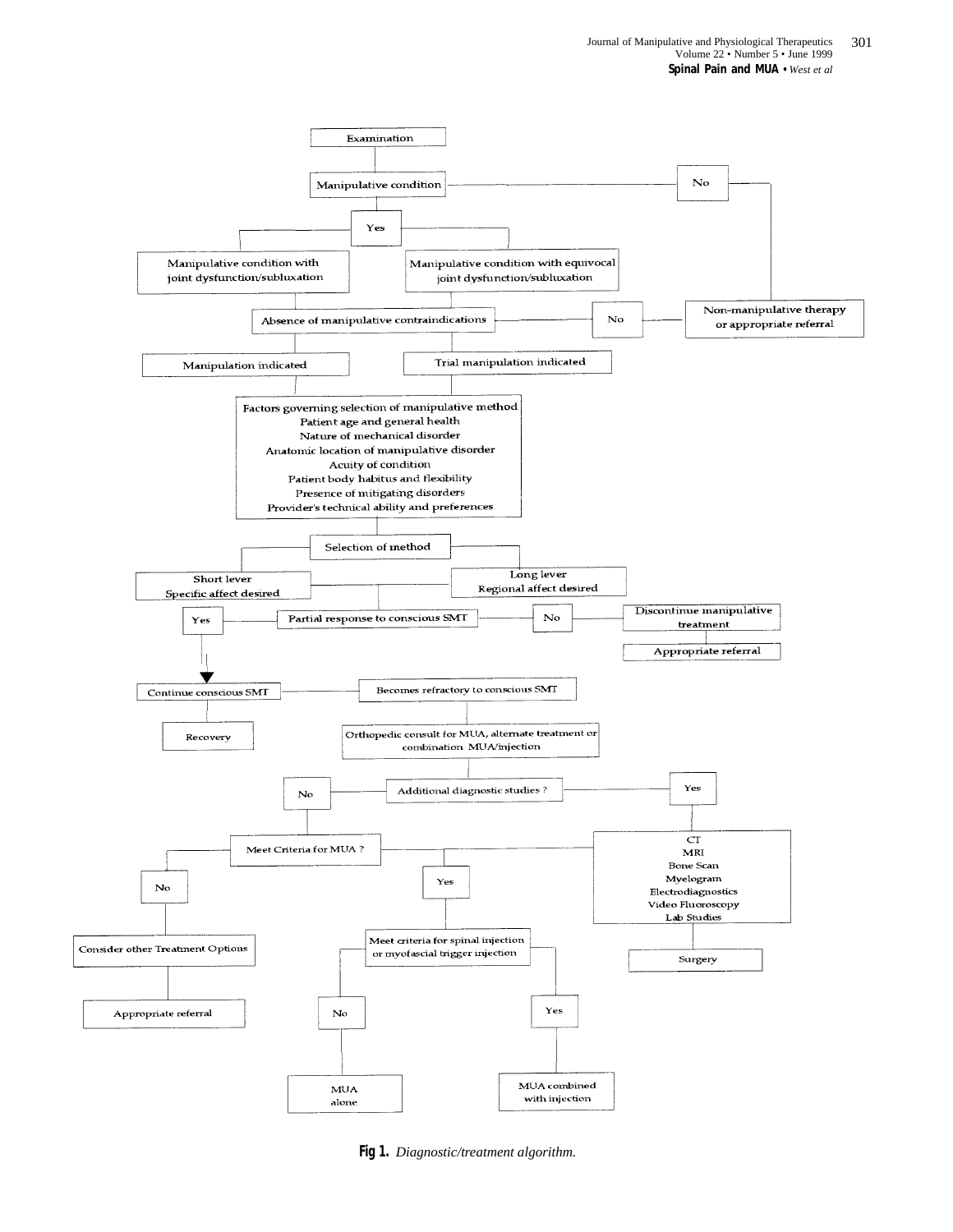Examination

Manipulative condition — No → Non-manipulative therapy or appropriate referral

Yes

- Manipulative condition with joint dysfunction/subluxation
- Manipulative condition with equivocal joint dysfunction/subluxation

Absence of manipulative contraindications — No → Non-manipulative therapy or appropriate referral

- Manipulation indicated
- Trial manipulation indicated

Factors governing selection of manipulative method
Patient age and general health
Nature of mechanical disorder
Anatomic location of manipulative disorder
Acuity of condition
Patient body habitus and flexibility
Presence of mitigating disorders
Provider's technical ability and preferences

Selection of method

- Short lever
  Specific affect desired
- Long lever
  Regional affect desired

Partial response to conscious SMT

- No → Discontinue manipulative treatment → Appropriate referral
- Yes → Continue conscious SMT
  - Recovery
  - Becomes refractory to conscious SMT

Orthopedic consult for MUA, alternate treatment or combination MUA/injection

Additional diagnostic studies ?

- Yes → CT, MRI, Bone Scan, Myelogram, Electrodiagnostics, Video Fluoroscopy, Lab Studies
  - Surgery
  - Meet Criteria for MUA ?
- No → Meet Criteria for MUA ?

Meet Criteria for MUA ?

- No → Consider other Treatment Options → Appropriate referral
- Yes → Meet criteria for spinal injection or myofascial trigger injection
  - No → MUA alone
  - Yes → MUA combined with injection

**Fig 1.** *Diagnostic/treatment algorithm.*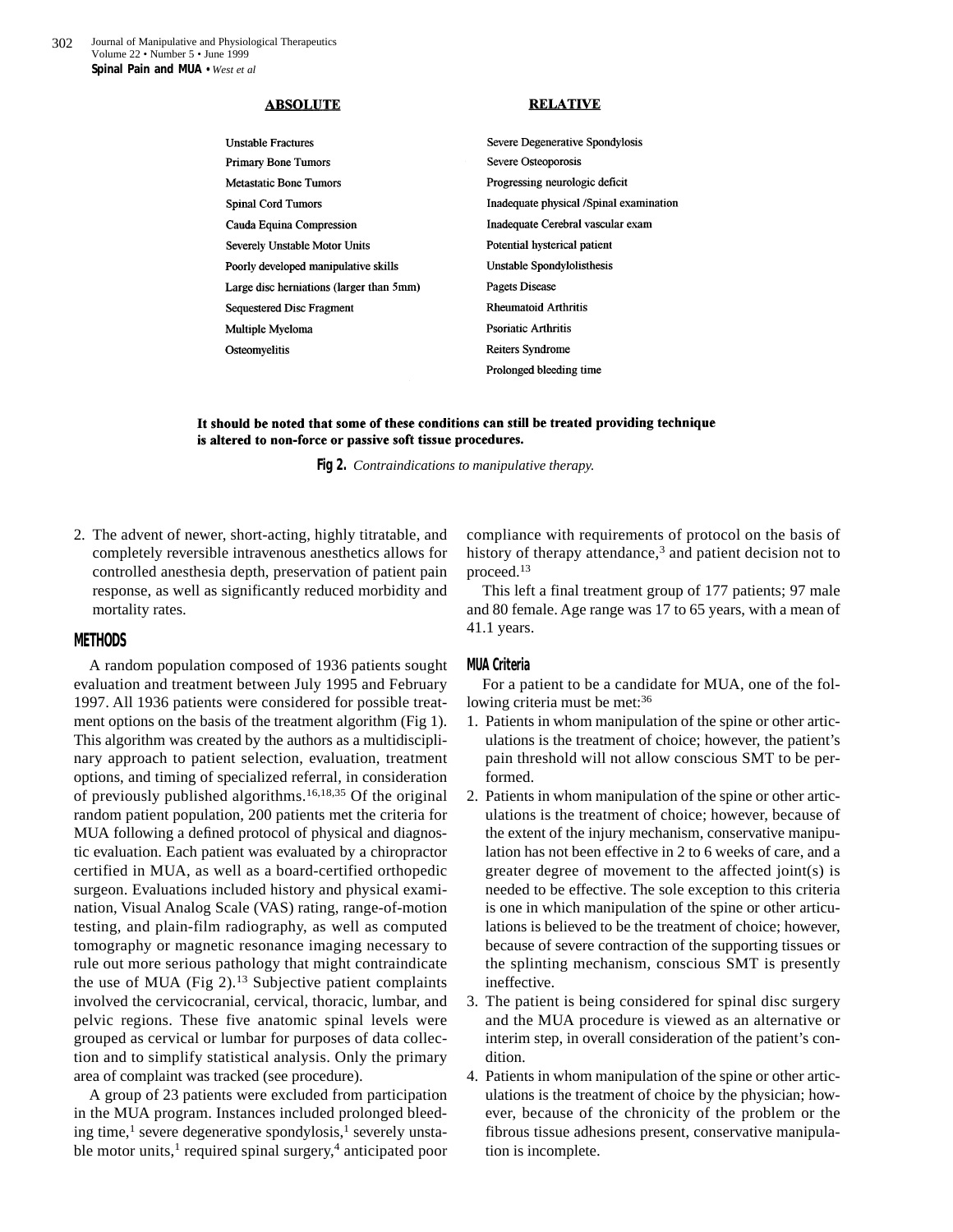| ABSOLUTE | RELATIVE |
|---|---|
| Unstable Fractures | Severe Degenerative Spondylosis |
| Primary Bone Tumors | Severe Osteoporosis |
| Metastatic Bone Tumors | Progressing neurologic deficit |
| Spinal Cord Tumors | Inadequate physical /Spinal examination |
| Cauda Equina Compression | Inadequate Cerebral vascular exam |
| Severely Unstable Motor Units | Potential hysterical patient |
| Poorly developed manipulative skills | Unstable Spondylolisthesis |
| Large disc herniations (larger than 5mm) | Pagets Disease |
| Sequestered Disc Fragment | Rheumatoid Arthritis |
| Multiple Myeloma | Psoriatic Arthritis |
| Osteomyelitis | Reiters Syndrome |
| | Prolonged bleeding time |

**It should be noted that some of these conditions can still be treated providing technique is altered to non-force or passive soft tissue procedures.**

**Fig 2.** *Contraindications to manipulative therapy.*

2. The advent of newer, short-acting, highly titratable, and completely reversible intravenous anesthetics allows for controlled anesthesia depth, preservation of patient pain response, as well as significantly reduced morbidity and mortality rates.

## METHODS

A random population composed of 1936 patients sought evaluation and treatment between July 1995 and February 1997. All 1936 patients were considered for possible treatment options on the basis of the treatment algorithm (Fig 1). This algorithm was created by the authors as a multidisciplinary approach to patient selection, evaluation, treatment options, and timing of specialized referral, in consideration of previously published algorithms.[16,18,35] Of the original random patient population, 200 patients met the criteria for MUA following a defined protocol of physical and diagnostic evaluation. Each patient was evaluated by a chiropractor certified in MUA, as well as a board-certified orthopedic surgeon. Evaluations included history and physical examination, Visual Analog Scale (VAS) rating, range-of-motion testing, and plain-film radiography, as well as computed tomography or magnetic resonance imaging necessary to rule out more serious pathology that might contraindicate the use of MUA (Fig 2).[13] Subjective patient complaints involved the cervicocranial, cervical, thoracic, lumbar, and pelvic regions. These five anatomic spinal levels were grouped as cervical or lumbar for purposes of data collection and to simplify statistical analysis. Only the primary area of complaint was tracked (see procedure).

A group of 23 patients were excluded from participation in the MUA program. Instances included prolonged bleeding time,[1] severe degenerative spondylosis,[1] severely unstable motor units,[1] required spinal surgery,[4] anticipated poor compliance with requirements of protocol on the basis of history of therapy attendance,[3] and patient decision not to proceed.[13]

This left a final treatment group of 177 patients; 97 male and 80 female. Age range was 17 to 65 years, with a mean of 41.1 years.

### MUA Criteria

For a patient to be a candidate for MUA, one of the following criteria must be met:[36]

1. Patients in whom manipulation of the spine or other articulations is the treatment of choice; however, the patient's pain threshold will not allow conscious SMT to be performed.
2. Patients in whom manipulation of the spine or other articulations is the treatment of choice; however, because of the extent of the injury mechanism, conservative manipulation has not been effective in 2 to 6 weeks of care, and a greater degree of movement to the affected joint(s) is needed to be effective. The sole exception to this criteria is one in which manipulation of the spine or other articulations is believed to be the treatment of choice; however, because of severe contraction of the supporting tissues or the splinting mechanism, conscious SMT is presently ineffective.
3. The patient is being considered for spinal disc surgery and the MUA procedure is viewed as an alternative or interim step, in overall consideration of the patient's condition.
4. Patients in whom manipulation of the spine or other articulations is the treatment of choice by the physician; however, because of the chronicity of the problem or the fibrous tissue adhesions present, conservative manipulation is incomplete.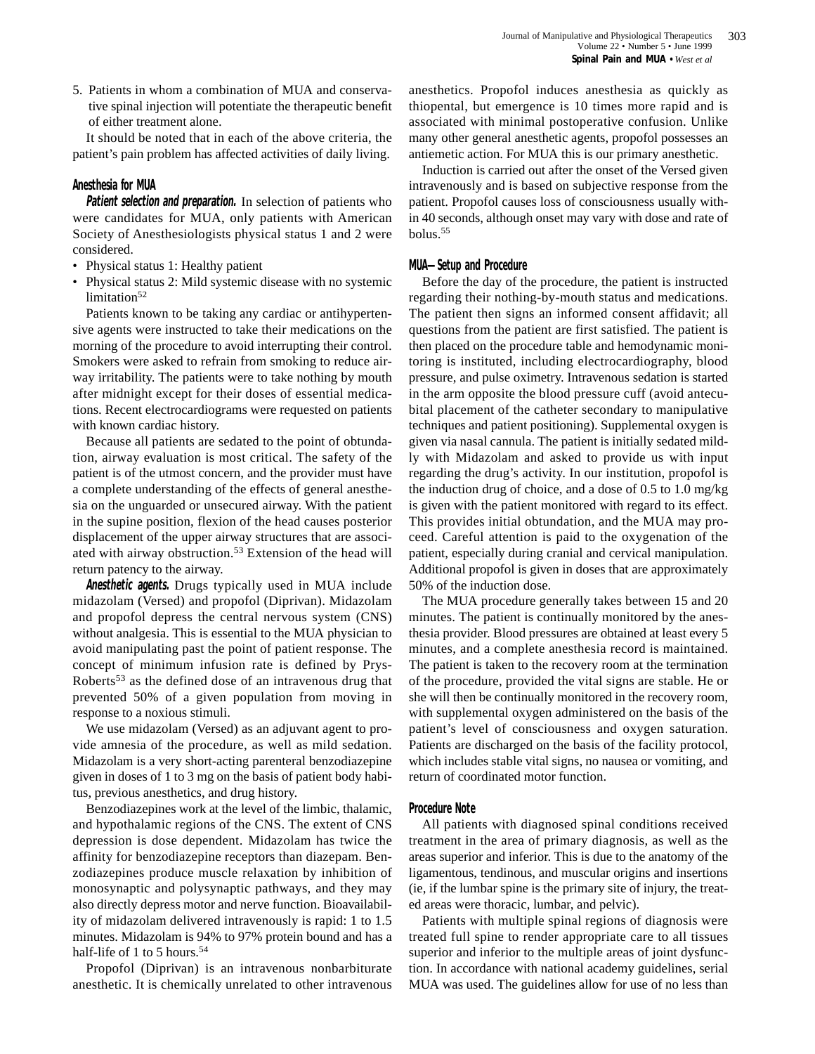5. Patients in whom a combination of MUA and conservative spinal injection will potentiate the therapeutic benefit of either treatment alone.

It should be noted that in each of the above criteria, the patient's pain problem has affected activities of daily living.

## Anesthesia for MUA

***Patient selection and preparation.*** In selection of patients who were candidates for MUA, only patients with American Society of Anesthesiologists physical status 1 and 2 were considered.

- Physical status 1: Healthy patient
- Physical status 2: Mild systemic disease with no systemic limitation[52]

Patients known to be taking any cardiac or antihypertensive agents were instructed to take their medications on the morning of the procedure to avoid interrupting their control. Smokers were asked to refrain from smoking to reduce airway irritability. The patients were to take nothing by mouth after midnight except for their doses of essential medications. Recent electrocardiograms were requested on patients with known cardiac history.

Because all patients are sedated to the point of obtundation, airway evaluation is most critical. The safety of the patient is of the utmost concern, and the provider must have a complete understanding of the effects of general anesthesia on the unguarded or unsecured airway. With the patient in the supine position, flexion of the head causes posterior displacement of the upper airway structures that are associated with airway obstruction.[53] Extension of the head will return patency to the airway.

***Anesthetic agents.*** Drugs typically used in MUA include midazolam (Versed) and propofol (Diprivan). Midazolam and propofol depress the central nervous system (CNS) without analgesia. This is essential to the MUA physician to avoid manipulating past the point of patient response. The concept of minimum infusion rate is defined by Prys-Roberts[53] as the defined dose of an intravenous drug that prevented 50% of a given population from moving in response to a noxious stimuli.

We use midazolam (Versed) as an adjuvant agent to provide amnesia of the procedure, as well as mild sedation. Midazolam is a very short-acting parenteral benzodiazepine given in doses of 1 to 3 mg on the basis of patient body habitus, previous anesthetics, and drug history.

Benzodiazepines work at the level of the limbic, thalamic, and hypothalamic regions of the CNS. The extent of CNS depression is dose dependent. Midazolam has twice the affinity for benzodiazepine receptors than diazepam. Benzodiazepines produce muscle relaxation by inhibition of monosynaptic and polysynaptic pathways, and they may also directly depress motor and nerve function. Bioavailability of midazolam delivered intravenously is rapid: 1 to 1.5 minutes. Midazolam is 94% to 97% protein bound and has a half-life of 1 to 5 hours.[54]

Propofol (Diprivan) is an intravenous nonbarbiturate anesthetic. It is chemically unrelated to other intravenous anesthetics. Propofol induces anesthesia as quickly as thiopental, but emergence is 10 times more rapid and is associated with minimal postoperative confusion. Unlike many other general anesthetic agents, propofol possesses an antiemetic action. For MUA this is our primary anesthetic.

Induction is carried out after the onset of the Versed given intravenously and is based on subjective response from the patient. Propofol causes loss of consciousness usually within 40 seconds, although onset may vary with dose and rate of bolus.[55]

## MUA—Setup and Procedure

Before the day of the procedure, the patient is instructed regarding their nothing-by-mouth status and medications. The patient then signs an informed consent affidavit; all questions from the patient are first satisfied. The patient is then placed on the procedure table and hemodynamic monitoring is instituted, including electrocardiography, blood pressure, and pulse oximetry. Intravenous sedation is started in the arm opposite the blood pressure cuff (avoid antecubital placement of the catheter secondary to manipulative techniques and patient positioning). Supplemental oxygen is given via nasal cannula. The patient is initially sedated mildly with Midazolam and asked to provide us with input regarding the drug's activity. In our institution, propofol is the induction drug of choice, and a dose of 0.5 to 1.0 mg/kg is given with the patient monitored with regard to its effect. This provides initial obtundation, and the MUA may proceed. Careful attention is paid to the oxygenation of the patient, especially during cranial and cervical manipulation. Additional propofol is given in doses that are approximately 50% of the induction dose.

The MUA procedure generally takes between 15 and 20 minutes. The patient is continually monitored by the anesthesia provider. Blood pressures are obtained at least every 5 minutes, and a complete anesthesia record is maintained. The patient is taken to the recovery room at the termination of the procedure, provided the vital signs are stable. He or she will then be continually monitored in the recovery room, with supplemental oxygen administered on the basis of the patient's level of consciousness and oxygen saturation. Patients are discharged on the basis of the facility protocol, which includes stable vital signs, no nausea or vomiting, and return of coordinated motor function.

## Procedure Note

All patients with diagnosed spinal conditions received treatment in the area of primary diagnosis, as well as the areas superior and inferior. This is due to the anatomy of the ligamentous, tendinous, and muscular origins and insertions (ie, if the lumbar spine is the primary site of injury, the treated areas were thoracic, lumbar, and pelvic).

Patients with multiple spinal regions of diagnosis were treated full spine to render appropriate care to all tissues superior and inferior to the multiple areas of joint dysfunction. In accordance with national academy guidelines, serial MUA was used. The guidelines allow for use of no less than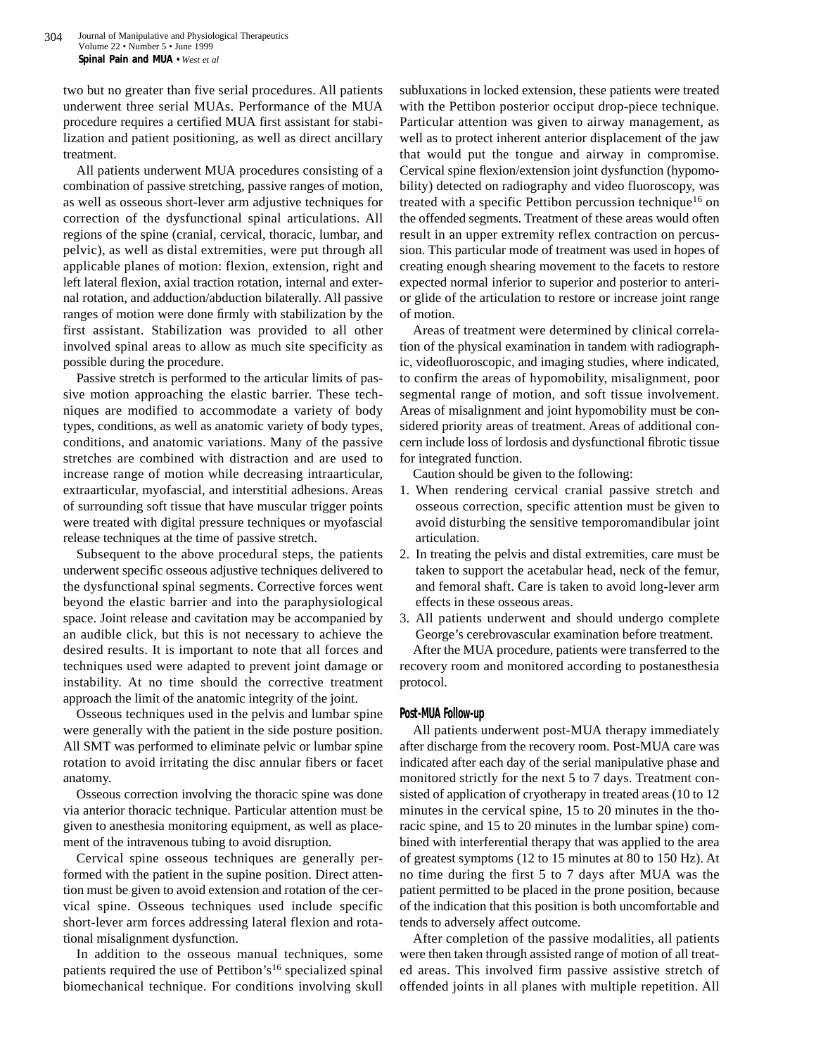two but no greater than five serial procedures. All patients underwent three serial MUAs. Performance of the MUA procedure requires a certified MUA first assistant for stabilization and patient positioning, as well as direct ancillary treatment.

All patients underwent MUA procedures consisting of a combination of passive stretching, passive ranges of motion, as well as osseous short-lever arm adjustive techniques for correction of the dysfunctional spinal articulations. All regions of the spine (cranial, cervical, thoracic, lumbar, and pelvic), as well as distal extremities, were put through all applicable planes of motion: flexion, extension, right and left lateral flexion, axial traction rotation, internal and external rotation, and adduction/abduction bilaterally. All passive ranges of motion were done firmly with stabilization by the first assistant. Stabilization was provided to all other involved spinal areas to allow as much site specificity as possible during the procedure.

Passive stretch is performed to the articular limits of passive motion approaching the elastic barrier. These techniques are modified to accommodate a variety of body types, conditions, as well as anatomic variety of body types, conditions, and anatomic variations. Many of the passive stretches are combined with distraction and are used to increase range of motion while decreasing intraarticular, extraarticular, myofascial, and interstitial adhesions. Areas of surrounding soft tissue that have muscular trigger points were treated with digital pressure techniques or myofascial release techniques at the time of passive stretch.

Subsequent to the above procedural steps, the patients underwent specific osseous adjustive techniques delivered to the dysfunctional spinal segments. Corrective forces went beyond the elastic barrier and into the paraphysiological space. Joint release and cavitation may be accompanied by an audible click, but this is not necessary to achieve the desired results. It is important to note that all forces and techniques used were adapted to prevent joint damage or instability. At no time should the corrective treatment approach the limit of the anatomic integrity of the joint.

Osseous techniques used in the pelvis and lumbar spine were generally with the patient in the side posture position. All SMT was performed to eliminate pelvic or lumbar spine rotation to avoid irritating the disc annular fibers or facet anatomy.

Osseous correction involving the thoracic spine was done via anterior thoracic technique. Particular attention must be given to anesthesia monitoring equipment, as well as placement of the intravenous tubing to avoid disruption.

Cervical spine osseous techniques are generally performed with the patient in the supine position. Direct attention must be given to avoid extension and rotation of the cervical spine. Osseous techniques used include specific short-lever arm forces addressing lateral flexion and rotational misalignment dysfunction.

In addition to the osseous manual techniques, some patients required the use of Pettibon's[16] specialized spinal biomechanical technique. For conditions involving skull subluxations in locked extension, these patients were treated with the Pettibon posterior occiput drop-piece technique. Particular attention was given to airway management, as well as to protect inherent anterior displacement of the jaw that would put the tongue and airway in compromise. Cervical spine flexion/extension joint dysfunction (hypomobility) detected on radiography and video fluoroscopy, was treated with a specific Pettibon percussion technique[16] on the offended segments. Treatment of these areas would often result in an upper extremity reflex contraction on percussion. This particular mode of treatment was used in hopes of creating enough shearing movement to the facets to restore expected normal inferior to superior and posterior to anterior glide of the articulation to restore or increase joint range of motion.

Areas of treatment were determined by clinical correlation of the physical examination in tandem with radiographic, videofluoroscopic, and imaging studies, where indicated, to confirm the areas of hypomobility, misalignment, poor segmental range of motion, and soft tissue involvement. Areas of misalignment and joint hypomobility must be considered priority areas of treatment. Areas of additional concern include loss of lordosis and dysfunctional fibrotic tissue for integrated function.

Caution should be given to the following:

1. When rendering cervical cranial passive stretch and osseous correction, specific attention must be given to avoid disturbing the sensitive temporomandibular joint articulation.
2. In treating the pelvis and distal extremities, care must be taken to support the acetabular head, neck of the femur, and femoral shaft. Care is taken to avoid long-lever arm effects in these osseous areas.
3. All patients underwent and should undergo complete George's cerebrovascular examination before treatment.

After the MUA procedure, patients were transferred to the recovery room and monitored according to postanesthesia protocol.

### Post-MUA Follow-up

All patients underwent post-MUA therapy immediately after discharge from the recovery room. Post-MUA care was indicated after each day of the serial manipulative phase and monitored strictly for the next 5 to 7 days. Treatment consisted of application of cryotherapy in treated areas (10 to 12 minutes in the cervical spine, 15 to 20 minutes in the thoracic spine, and 15 to 20 minutes in the lumbar spine) combined with interferential therapy that was applied to the area of greatest symptoms (12 to 15 minutes at 80 to 150 Hz). At no time during the first 5 to 7 days after MUA was the patient permitted to be placed in the prone position, because of the indication that this position is both uncomfortable and tends to adversely affect outcome.

After completion of the passive modalities, all patients were then taken through assisted range of motion of all treated areas. This involved firm passive assistive stretch of offended joints in all planes with multiple repetition. All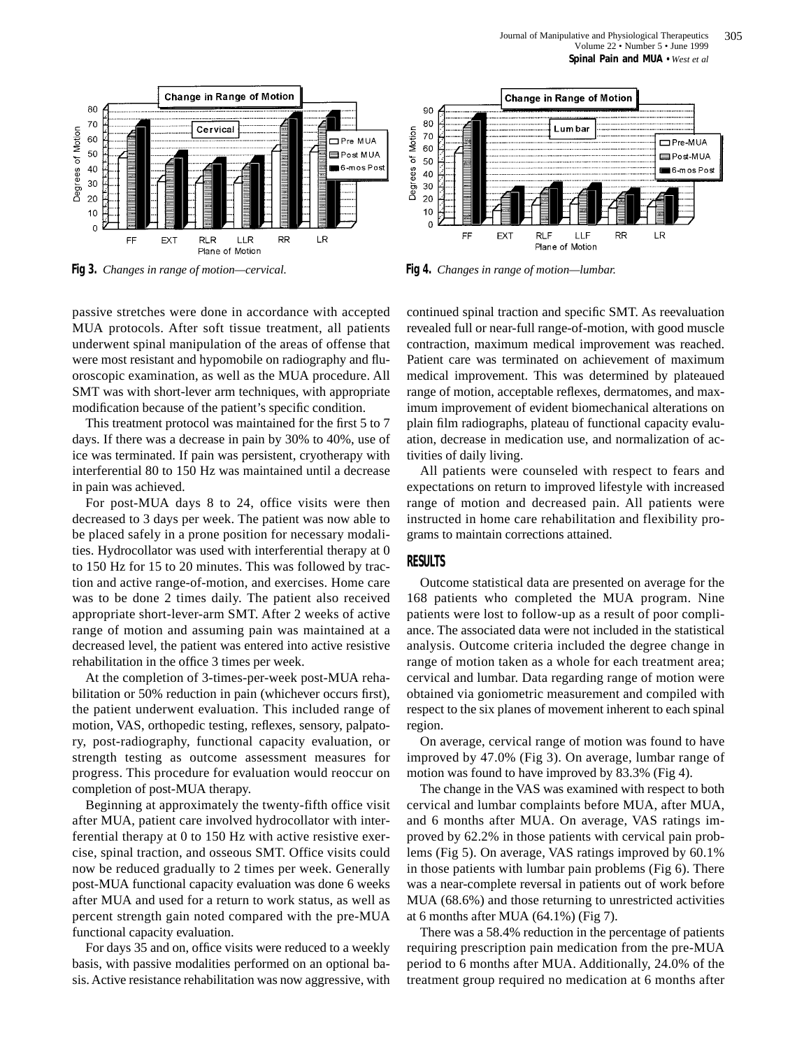Fig 3. *Changes in range of motion—cervical.*

Fig 4. *Changes in range of motion—lumbar.*

passive stretches were done in accordance with accepted MUA protocols. After soft tissue treatment, all patients underwent spinal manipulation of the areas of offense that were most resistant and hypomobile on radiography and fluoroscopic examination, as well as the MUA procedure. All SMT was with short-lever arm techniques, with appropriate modification because of the patient's specific condition.

This treatment protocol was maintained for the first 5 to 7 days. If there was a decrease in pain by 30% to 40%, use of ice was terminated. If pain was persistent, cryotherapy with interferential 80 to 150 Hz was maintained until a decrease in pain was achieved.

For post-MUA days 8 to 24, office visits were then decreased to 3 days per week. The patient was now able to be placed safely in a prone position for necessary modalities. Hydrocollator was used with interferential therapy at 0 to 150 Hz for 15 to 20 minutes. This was followed by traction and active range-of-motion, and exercises. Home care was to be done 2 times daily. The patient also received appropriate short-lever-arm SMT. After 2 weeks of active range of motion and assuming pain was maintained at a decreased level, the patient was entered into active resistive rehabilitation in the office 3 times per week.

At the completion of 3-times-per-week post-MUA rehabilitation or 50% reduction in pain (whichever occurs first), the patient underwent evaluation. This included range of motion, VAS, orthopedic testing, reflexes, sensory, palpatory, post-radiography, functional capacity evaluation, or strength testing as outcome assessment measures for progress. This procedure for evaluation would reoccur on completion of post-MUA therapy.

Beginning at approximately the twenty-fifth office visit after MUA, patient care involved hydrocollator with interferential therapy at 0 to 150 Hz with active resistive exercise, spinal traction, and osseous SMT. Office visits could now be reduced gradually to 2 times per week. Generally post-MUA functional capacity evaluation was done 6 weeks after MUA and used for a return to work status, as well as percent strength gain noted compared with the pre-MUA functional capacity evaluation.

For days 35 and on, office visits were reduced to a weekly basis, with passive modalities performed on an optional basis. Active resistance rehabilitation was now aggressive, with continued spinal traction and specific SMT. As reevaluation revealed full or near-full range-of-motion, with good muscle contraction, maximum medical improvement was reached. Patient care was terminated on achievement of maximum medical improvement. This was determined by plateaued range of motion, acceptable reflexes, dermatomes, and maximum improvement of evident biomechanical alterations on plain film radiographs, plateau of functional capacity evaluation, decrease in medication use, and normalization of activities of daily living.

All patients were counseled with respect to fears and expectations on return to improved lifestyle with increased range of motion and decreased pain. All patients were instructed in home care rehabilitation and flexibility programs to maintain corrections attained.

## RESULTS

Outcome statistical data are presented on average for the 168 patients who completed the MUA program. Nine patients were lost to follow-up as a result of poor compliance. The associated data were not included in the statistical analysis. Outcome criteria included the degree change in range of motion taken as a whole for each treatment area; cervical and lumbar. Data regarding range of motion were obtained via goniometric measurement and compiled with respect to the six planes of movement inherent to each spinal region.

On average, cervical range of motion was found to have improved by 47.0% (Fig 3). On average, lumbar range of motion was found to have improved by 83.3% (Fig 4).

The change in the VAS was examined with respect to both cervical and lumbar complaints before MUA, after MUA, and 6 months after MUA. On average, VAS ratings improved by 62.2% in those patients with cervical pain problems (Fig 5). On average, VAS ratings improved by 60.1% in those patients with lumbar pain problems (Fig 6). There was a near-complete reversal in patients out of work before MUA (68.6%) and those returning to unrestricted activities at 6 months after MUA (64.1%) (Fig 7).

There was a 58.4% reduction in the percentage of patients requiring prescription pain medication from the pre-MUA period to 6 months after MUA. Additionally, 24.0% of the treatment group required no medication at 6 months after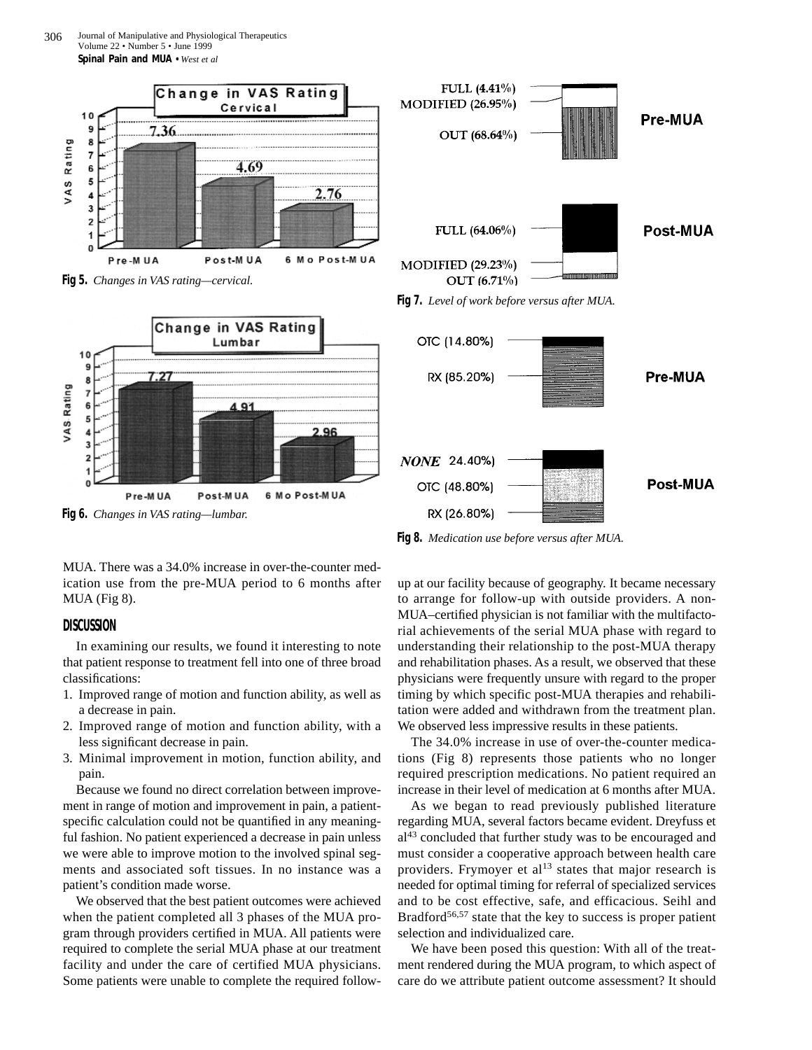Fig 5. *Changes in VAS rating—cervical.*

Fig 6. *Changes in VAS rating—lumbar.*

Fig 7. *Level of work before versus after MUA.*

Fig 8. *Medication use before versus after MUA.*

MUA. There was a 34.0% increase in over-the-counter medication use from the pre-MUA period to 6 months after MUA (Fig 8).

## DISCUSSION

In examining our results, we found it interesting to note that patient response to treatment fell into one of three broad classifications:

1. Improved range of motion and function ability, as well as a decrease in pain.
2. Improved range of motion and function ability, with a less significant decrease in pain.
3. Minimal improvement in motion, function ability, and pain.

Because we found no direct correlation between improvement in range of motion and improvement in pain, a patient-specific calculation could not be quantified in any meaningful fashion. No patient experienced a decrease in pain unless we were able to improve motion to the involved spinal segments and associated soft tissues. In no instance was a patient's condition made worse.

We observed that the best patient outcomes were achieved when the patient completed all 3 phases of the MUA program through providers certified in MUA. All patients were required to complete the serial MUA phase at our treatment facility and under the care of certified MUA physicians. Some patients were unable to complete the required follow-up at our facility because of geography. It became necessary to arrange for follow-up with outside providers. A non-MUA–certified physician is not familiar with the multifactorial achievements of the serial MUA phase with regard to understanding their relationship to the post-MUA therapy and rehabilitation phases. As a result, we observed that these physicians were frequently unsure with regard to the proper timing by which specific post-MUA therapies and rehabilitation were added and withdrawn from the treatment plan. We observed less impressive results in these patients.

The 34.0% increase in use of over-the-counter medications (Fig 8) represents those patients who no longer required prescription medications. No patient required an increase in their level of medication at 6 months after MUA.

As we began to read previously published literature regarding MUA, several factors became evident. Dreyfuss et al[43] concluded that further study was to be encouraged and must consider a cooperative approach between health care providers. Frymoyer et al[13] states that major research is needed for optimal timing for referral of specialized services and to be cost effective, safe, and efficacious. Seihl and Bradford[56,57] state that the key to success is proper patient selection and individualized care.

We have been posed this question: With all of the treatment rendered during the MUA program, to which aspect of care do we attribute patient outcome assessment? It should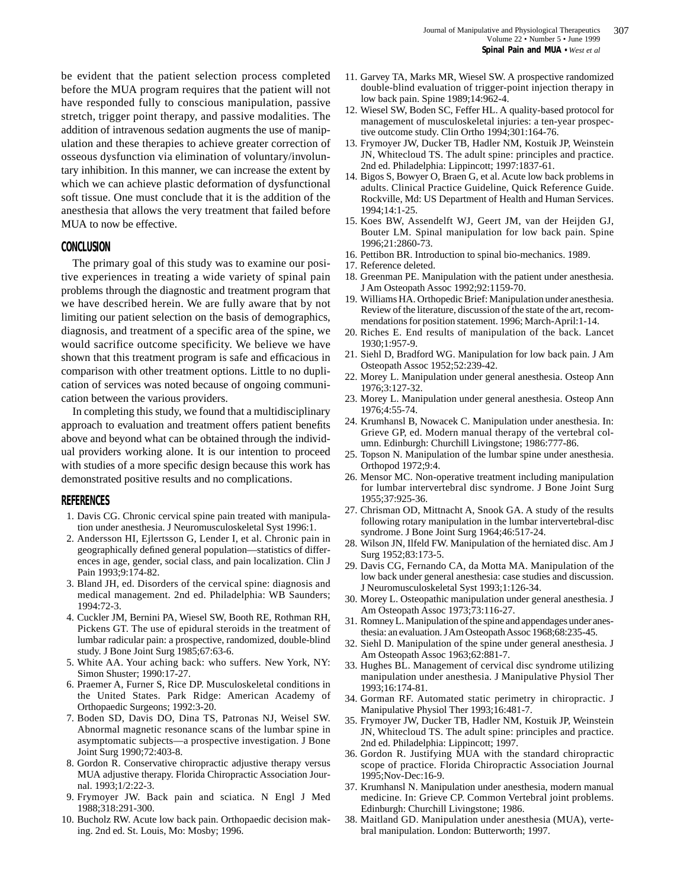be evident that the patient selection process completed before the MUA program requires that the patient will not have responded fully to conscious manipulation, passive stretch, trigger point therapy, and passive modalities. The addition of intravenous sedation augments the use of manipulation and these therapies to achieve greater correction of osseous dysfunction via elimination of voluntary/involuntary inhibition. In this manner, we can increase the extent by which we can achieve plastic deformation of dysfunctional soft tissue. One must conclude that it is the addition of the anesthesia that allows the very treatment that failed before MUA to now be effective.

## CONCLUSION

The primary goal of this study was to examine our positive experiences in treating a wide variety of spinal pain problems through the diagnostic and treatment program that we have described herein. We are fully aware that by not limiting our patient selection on the basis of demographics, diagnosis, and treatment of a specific area of the spine, we would sacrifice outcome specificity. We believe we have shown that this treatment program is safe and efficacious in comparison with other treatment options. Little to no duplication of services was noted because of ongoing communication between the various providers.

In completing this study, we found that a multidisciplinary approach to evaluation and treatment offers patient benefits above and beyond what can be obtained through the individual providers working alone. It is our intention to proceed with studies of a more specific design because this work has demonstrated positive results and no complications.

## REFERENCES

1. Davis CG. Chronic cervical spine pain treated with manipulation under anesthesia. J Neuromusculoskeletal Syst 1996:1.
2. Andersson HI, Ejlertsson G, Lender I, et al. Chronic pain in geographically defined general population—statistics of differences in age, gender, social class, and pain localization. Clin J Pain 1993;9:174-82.
3. Bland JH, ed. Disorders of the cervical spine: diagnosis and medical management. 2nd ed. Philadelphia: WB Saunders; 1994:72-3.
4. Cuckler JM, Bernini PA, Wiesel SW, Booth RE, Rothman RH, Pickens GT. The use of epidural steroids in the treatment of lumbar radicular pain: a prospective, randomized, double-blind study. J Bone Joint Surg 1985;67:63-6.
5. White AA. Your aching back: who suffers. New York, NY: Simon Shuster; 1990:17-27.
6. Praemer A, Furner S, Rice DP. Musculoskeletal conditions in the United States. Park Ridge: American Academy of Orthopaedic Surgeons; 1992:3-20.
7. Boden SD, Davis DO, Dina TS, Patronas NJ, Weisel SW. Abnormal magnetic resonance scans of the lumbar spine in asymptomatic subjects—a prospective investigation. J Bone Joint Surg 1990;72:403-8.
8. Gordon R. Conservative chiropractic adjustive therapy versus MUA adjustive therapy. Florida Chiropractic Association Journal. 1993;1/2:22-3.
9. Frymoyer JW. Back pain and sciatica. N Engl J Med 1988;318:291-300.
10. Bucholz RW. Acute low back pain. Orthopaedic decision making. 2nd ed. St. Louis, Mo: Mosby; 1996.
11. Garvey TA, Marks MR, Wiesel SW. A prospective randomized double-blind evaluation of trigger-point injection therapy in low back pain. Spine 1989;14:962-4.
12. Wiesel SW, Boden SC, Feffer HL. A quality-based protocol for management of musculoskeletal injuries: a ten-year prospective outcome study. Clin Ortho 1994;301:164-76.
13. Frymoyer JW, Ducker TB, Hadler NM, Kostuik JP, Weinstein JN, Whitecloud TS. The adult spine: principles and practice. 2nd ed. Philadelphia: Lippincott; 1997:1837-61.
14. Bigos S, Bowyer O, Braen G, et al. Acute low back problems in adults. Clinical Practice Guideline, Quick Reference Guide. Rockville, Md: US Department of Health and Human Services. 1994;14:1-25.
15. Koes BW, Assendelft WJ, Geert JM, van der Heijden GJ, Bouter LM. Spinal manipulation for low back pain. Spine 1996;21:2860-73.
16. Pettibon BR. Introduction to spinal bio-mechanics. 1989.
17. Reference deleted.
18. Greenman PE. Manipulation with the patient under anesthesia. J Am Osteopath Assoc 1992;92:1159-70.
19. Williams HA. Orthopedic Brief: Manipulation under anesthesia. Review of the literature, discussion of the state of the art, recommendations for position statement. 1996; March-April:1-14.
20. Riches E. End results of manipulation of the back. Lancet 1930;1:957-9.
21. Siehl D, Bradford WG. Manipulation for low back pain. J Am Osteopath Assoc 1952;52:239-42.
22. Morey L. Manipulation under general anesthesia. Osteop Ann 1976;3:127-32.
23. Morey L. Manipulation under general anesthesia. Osteop Ann 1976;4:55-74.
24. Krumhansl B, Nowacek C. Manipulation under anesthesia. In: Grieve GP, ed. Modern manual therapy of the vertebral column. Edinburgh: Churchill Livingstone; 1986:777-86.
25. Topson N. Manipulation of the lumbar spine under anesthesia. Orthopod 1972;9:4.
26. Mensor MC. Non-operative treatment including manipulation for lumbar intervertebral disc syndrome. J Bone Joint Surg 1955;37:925-36.
27. Chrisman OD, Mittnacht A, Snook GA. A study of the results following rotary manipulation in the lumbar intervertebral-disc syndrome. J Bone Joint Surg 1964;46:517-24.
28. Wilson JN, Ilfeld FW. Manipulation of the herniated disc. Am J Surg 1952;83:173-5.
29. Davis CG, Fernando CA, da Motta MA. Manipulation of the low back under general anesthesia: case studies and discussion. J Neuromusculoskeletal Syst 1993;1:126-34.
30. Morey L. Osteopathic manipulation under general anesthesia. J Am Osteopath Assoc 1973;73:116-27.
31. Romney L. Manipulation of the spine and appendages under anesthesia: an evaluation. J Am Osteopath Assoc 1968;68:235-45.
32. Siehl D. Manipulation of the spine under general anesthesia. J Am Osteopath Assoc 1963;62:881-7.
33. Hughes BL. Management of cervical disc syndrome utilizing manipulation under anesthesia. J Manipulative Physiol Ther 1993;16:174-81.
34. Gorman RF. Automated static perimetry in chiropractic. J Manipulative Physiol Ther 1993;16:481-7.
35. Frymoyer JW, Ducker TB, Hadler NM, Kostuik JP, Weinstein JN, Whitecloud TS. The adult spine: principles and practice. 2nd ed. Philadelphia: Lippincott; 1997.
36. Gordon R. Justifying MUA with the standard chiropractic scope of practice. Florida Chiropractic Association Journal 1995;Nov-Dec:16-9.
37. Krumhansl N. Manipulation under anesthesia, modern manual medicine. In: Grieve CP. Common Vertebral joint problems. Edinburgh: Churchill Livingstone; 1986.
38. Maitland GD. Manipulation under anesthesia (MUA), vertebral manipulation. London: Butterworth; 1997.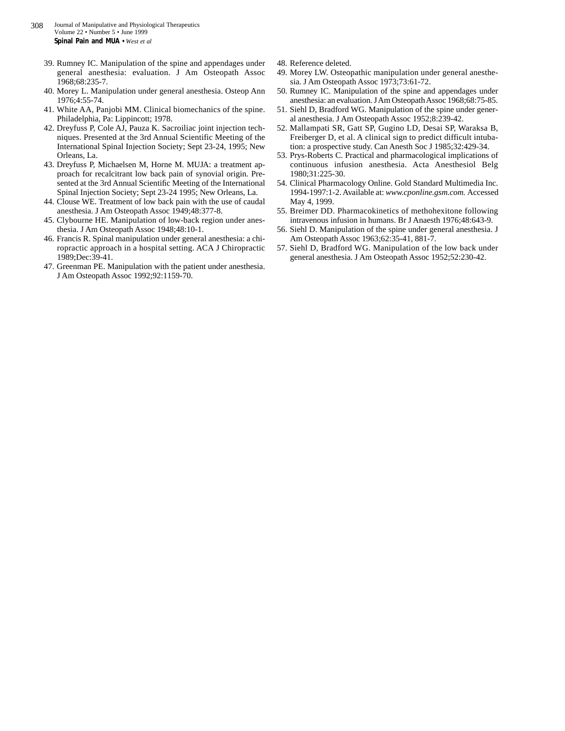39. Rumney IC. Manipulation of the spine and appendages under general anesthesia: evaluation. J Am Osteopath Assoc 1968;68:235-7.
40. Morey L. Manipulation under general anesthesia. Osteop Ann 1976;4:55-74.
41. White AA, Panjobi MM. Clinical biomechanics of the spine. Philadelphia, Pa: Lippincott; 1978.
42. Dreyfuss P, Cole AJ, Pauza K. Sacroiliac joint injection techniques. Presented at the 3rd Annual Scientific Meeting of the International Spinal Injection Society; Sept 23-24, 1995; New Orleans, La.
43. Dreyfuss P, Michaelsen M, Horne M. MUJA: a treatment approach for recalcitrant low back pain of synovial origin. Presented at the 3rd Annual Scientific Meeting of the International Spinal Injection Society; Sept 23-24 1995; New Orleans, La.
44. Clouse WE. Treatment of low back pain with the use of caudal anesthesia. J Am Osteopath Assoc 1949;48:377-8.
45. Clybourne HE. Manipulation of low-back region under anesthesia. J Am Osteopath Assoc 1948;48:10-1.
46. Francis R. Spinal manipulation under general anesthesia: a chiropractic approach in a hospital setting. ACA J Chiropractic 1989;Dec:39-41.
47. Greenman PE. Manipulation with the patient under anesthesia. J Am Osteopath Assoc 1992;92:1159-70.
48. Reference deleted.
49. Morey LW. Osteopathic manipulation under general anesthesia. J Am Osteopath Assoc 1973;73:61-72.
50. Rumney IC. Manipulation of the spine and appendages under anesthesia: an evaluation. J Am Osteopath Assoc 1968;68:75-85.
51. Siehl D, Bradford WG. Manipulation of the spine under general anesthesia. J Am Osteopath Assoc 1952;8:239-42.
52. Mallampati SR, Gatt SP, Gugino LD, Desai SP, Waraksa B, Freiberger D, et al. A clinical sign to predict difficult intubation: a prospective study. Can Anesth Soc J 1985;32:429-34.
53. Prys-Roberts C. Practical and pharmacological implications of continuous infusion anesthesia. Acta Anesthesiol Belg 1980;31:225-30.
54. Clinical Pharmacology Online. Gold Standard Multimedia Inc. 1994-1997:1-2. Available at: *www.cponline.gsm.com.* Accessed May 4, 1999.
55. Breimer DD. Pharmacokinetics of methohexitone following intravenous infusion in humans. Br J Anaesth 1976;48:643-9.
56. Siehl D. Manipulation of the spine under general anesthesia. J Am Osteopath Assoc 1963;62:35-41, 881-7.
57. Siehl D, Bradford WG. Manipulation of the low back under general anesthesia. J Am Osteopath Assoc 1952;52:230-42.